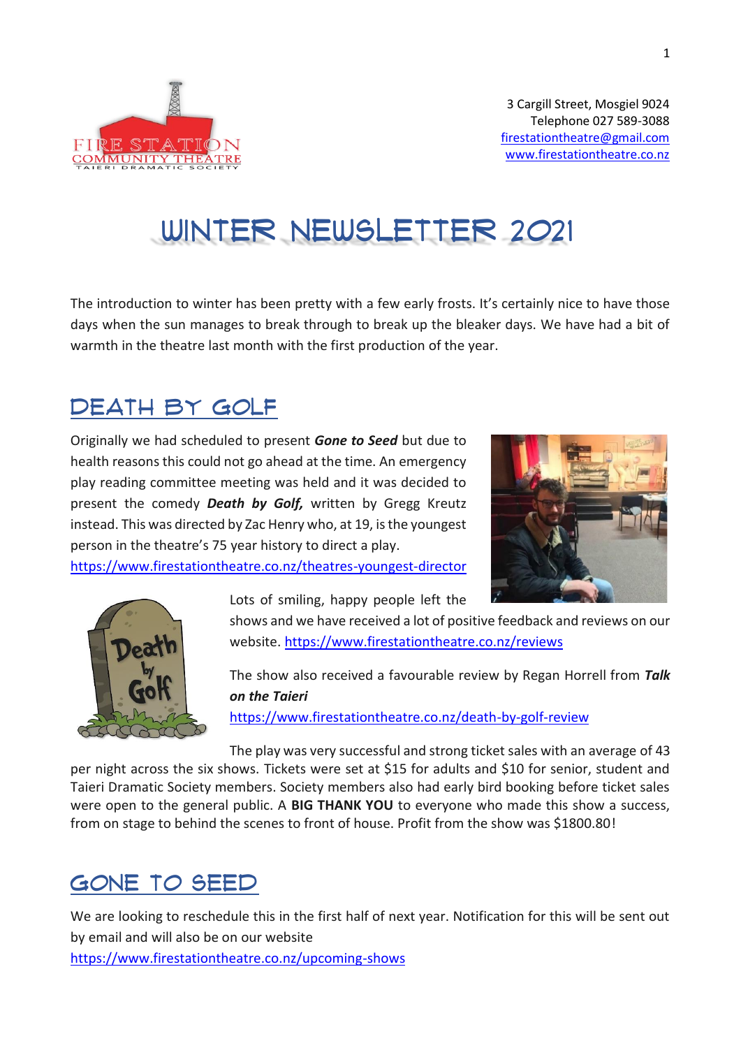3 Cargill Street, Mosgiel 9024
Telephone 027 589-3088
firestationtheatre@gmail.com
www.firestationtheatre.co.nz

# Winter Newsletter 2021

The introduction to winter has been pretty with a few early frosts. It's certainly nice to have those days when the sun manages to break through to break up the bleaker days. We have had a bit of warmth in the theatre last month with the first production of the year.

## Death by Golf

Originally we had scheduled to present ***Gone to Seed*** but due to health reasons this could not go ahead at the time. An emergency play reading committee meeting was held and it was decided to present the comedy ***Death by Golf,*** written by Gregg Kreutz instead. This was directed by Zac Henry who, at 19, is the youngest person in the theatre's 75 year history to direct a play.
https://www.firestationtheatre.co.nz/theatres-youngest-director

Lots of smiling, happy people left the shows and we have received a lot of positive feedback and reviews on our website. https://www.firestationtheatre.co.nz/reviews

The show also received a favourable review by Regan Horrell from ***Talk on the Taieri***
https://www.firestationtheatre.co.nz/death-by-golf-review

The play was very successful and strong ticket sales with an average of 43 per night across the six shows. Tickets were set at $15 for adults and $10 for senior, student and Taieri Dramatic Society members. Society members also had early bird booking before ticket sales were open to the general public. A **BIG THANK YOU** to everyone who made this show a success, from on stage to behind the scenes to front of house. Profit from the show was $1800.80!

## Gone to Seed

We are looking to reschedule this in the first half of next year. Notification for this will be sent out by email and will also be on our website
https://www.firestationtheatre.co.nz/upcoming-shows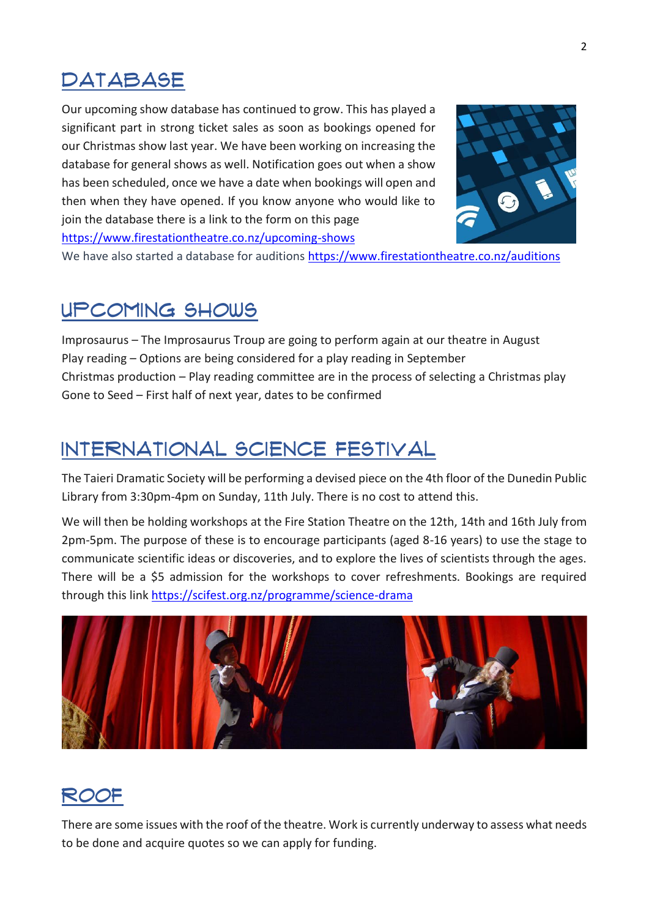# DATABASE

Our upcoming show database has continued to grow. This has played a significant part in strong ticket sales as soon as bookings opened for our Christmas show last year. We have been working on increasing the database for general shows as well. Notification goes out when a show has been scheduled, once we have a date when bookings will open and then when they have opened. If you know anyone who would like to join the database there is a link to the form on this page https://www.firestationtheatre.co.nz/upcoming-shows

We have also started a database for auditions https://www.firestationtheatre.co.nz/auditions

# UPCOMING SHOWS

Improsaurus – The Improsaurus Troup are going to perform again at our theatre in August
Play reading – Options are being considered for a play reading in September
Christmas production – Play reading committee are in the process of selecting a Christmas play
Gone to Seed – First half of next year, dates to be confirmed

# INTERNATIONAL SCIENCE FESTIVAL

The Taieri Dramatic Society will be performing a devised piece on the 4th floor of the Dunedin Public Library from 3:30pm-4pm on Sunday, 11th July. There is no cost to attend this.

We will then be holding workshops at the Fire Station Theatre on the 12th, 14th and 16th July from 2pm-5pm. The purpose of these is to encourage participants (aged 8-16 years) to use the stage to communicate scientific ideas or discoveries, and to explore the lives of scientists through the ages. There will be a $5 admission for the workshops to cover refreshments. Bookings are required through this link https://scifest.org.nz/programme/science-drama

# ROOF

There are some issues with the roof of the theatre. Work is currently underway to assess what needs to be done and acquire quotes so we can apply for funding.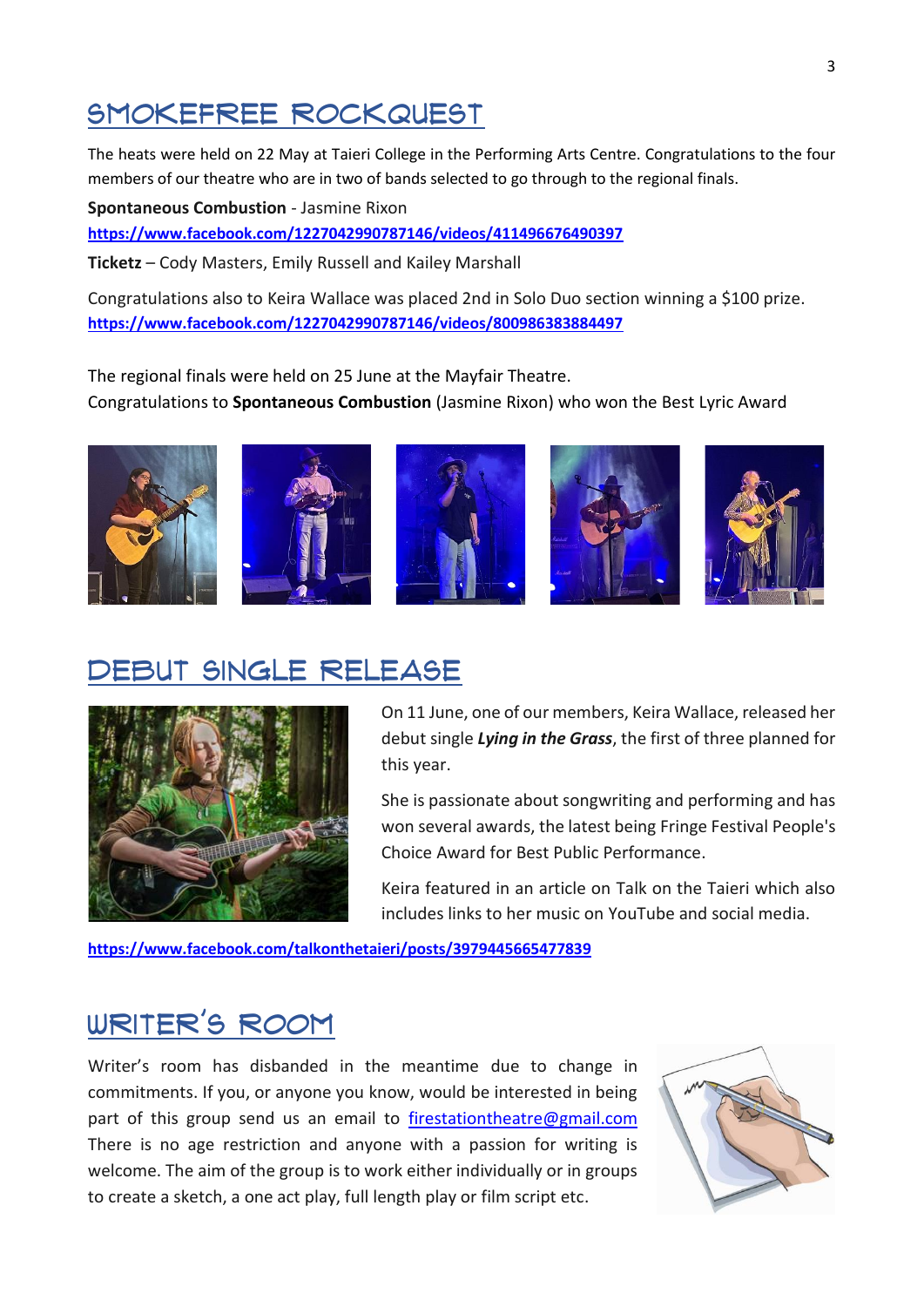## SMOKEFREE ROCKQUEST

The heats were held on 22 May at Taieri College in the Performing Arts Centre. Congratulations to the four members of our theatre who are in two of bands selected to go through to the regional finals.

**Spontaneous Combustion** - Jasmine Rixon

**https://www.facebook.com/1227042990787146/videos/411496676490397**

**Ticketz** – Cody Masters, Emily Russell and Kailey Marshall

Congratulations also to Keira Wallace was placed 2nd in Solo Duo section winning a $100 prize.
**https://www.facebook.com/1227042990787146/videos/800986383884497**

The regional finals were held on 25 June at the Mayfair Theatre.
Congratulations to **Spontaneous Combustion** (Jasmine Rixon) who won the Best Lyric Award

## DEBUT SINGLE RELEASE

On 11 June, one of our members, Keira Wallace, released her debut single ***Lying in the Grass***, the first of three planned for this year.

She is passionate about songwriting and performing and has won several awards, the latest being Fringe Festival People's Choice Award for Best Public Performance.

Keira featured in an article on Talk on the Taieri which also includes links to her music on YouTube and social media.

**https://www.facebook.com/talkonthetaieri/posts/3979445665477839**

## WRITER'S ROOM

Writer's room has disbanded in the meantime due to change in commitments. If you, or anyone you know, would be interested in being part of this group send us an email to firestationtheatre@gmail.com There is no age restriction and anyone with a passion for writing is welcome. The aim of the group is to work either individually or in groups to create a sketch, a one act play, full length play or film script etc.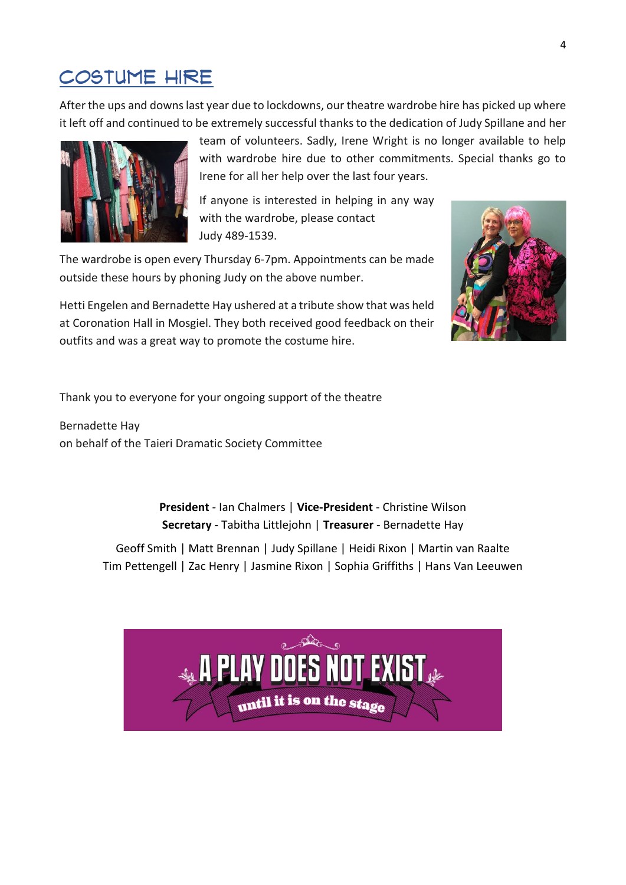## COSTUME HIRE

After the ups and downs last year due to lockdowns, our theatre wardrobe hire has picked up where it left off and continued to be extremely successful thanks to the dedication of Judy Spillane and her team of volunteers. Sadly, Irene Wright is no longer available to help with wardrobe hire due to other commitments. Special thanks go to Irene for all her help over the last four years.

If anyone is interested in helping in any way with the wardrobe, please contact Judy 489-1539.

The wardrobe is open every Thursday 6-7pm. Appointments can be made outside these hours by phoning Judy on the above number.

Hetti Engelen and Bernadette Hay ushered at a tribute show that was held at Coronation Hall in Mosgiel. They both received good feedback on their outfits and was a great way to promote the costume hire.

Thank you to everyone for your ongoing support of the theatre

Bernadette Hay
on behalf of the Taieri Dramatic Society Committee

**President** - Ian Chalmers | **Vice-President** - Christine Wilson
**Secretary** - Tabitha Littlejohn | **Treasurer** - Bernadette Hay

Geoff Smith | Matt Brennan | Judy Spillane | Heidi Rixon | Martin van Raalte
Tim Pettengell | Zac Henry | Jasmine Rixon | Sophia Griffiths | Hans Van Leeuwen

A PLAY DOES NOT EXIST
until it is on the stage